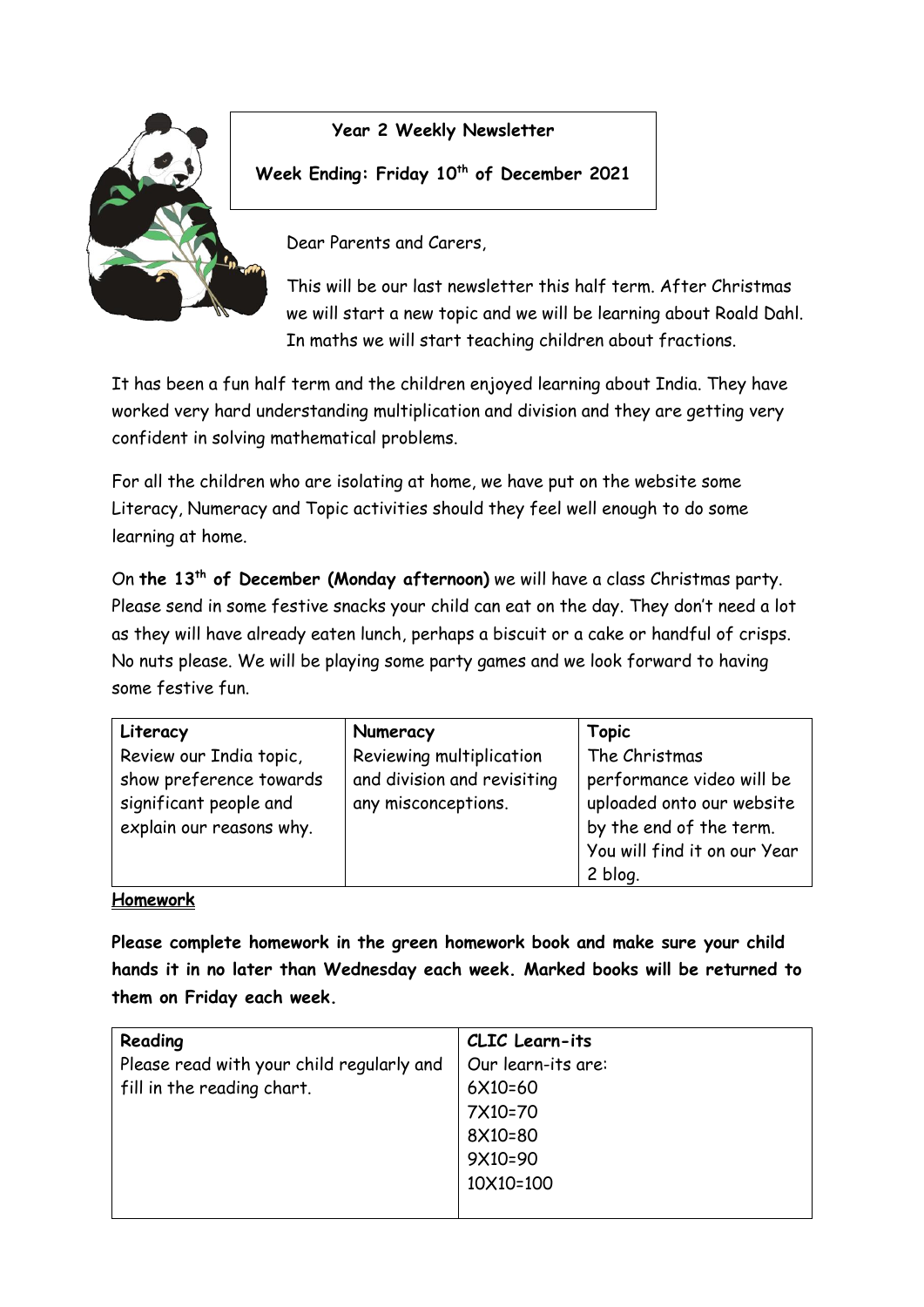**Year 2 Weekly Newsletter**

**Week Ending: Friday 10th of December 2021**

Dear Parents and Carers,

This will be our last newsletter this half term. After Christmas we will start a new topic and we will be learning about Roald Dahl. In maths we will start teaching children about fractions.

It has been a fun half term and the children enjoyed learning about India. They have worked very hard understanding multiplication and division and they are getting very confident in solving mathematical problems.

For all the children who are isolating at home, we have put on the website some Literacy, Numeracy and Topic activities should they feel well enough to do some learning at home.

On **the 13th of December (Monday afternoon)** we will have a class Christmas party. Please send in some festive snacks your child can eat on the day. They don't need a lot as they will have already eaten lunch, perhaps a biscuit or a cake or handful of crisps. No nuts please. We will be playing some party games and we look forward to having some festive fun.

| **Literacy** | **Numeracy** | **Topic** |
| --- | --- | --- |
| Review our India topic, show preference towards significant people and explain our reasons why. | Reviewing multiplication and division and revisiting any misconceptions. | The Christmas performance video will be uploaded onto our website by the end of the term. You will find it on our Year 2 blog. |

**Homework**

**Please complete homework in the green homework book and make sure your child hands it in no later than Wednesday each week. Marked books will be returned to them on Friday each week.**

| **Reading** | **CLIC Learn-its** |
| --- | --- |
| Please read with your child regularly and fill in the reading chart. | Our learn-its are:<br>6X10=60<br>7X10=70<br>8X10=80<br>9X10=90<br>10X10=100 |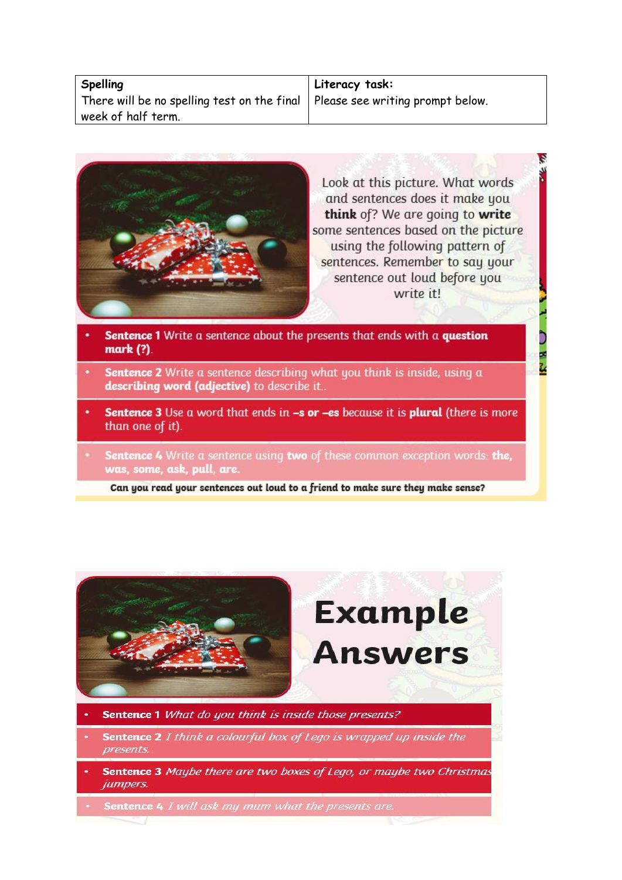| **Spelling** | **Literacy task:** |
| --- | --- |
| There will be no spelling test on the final week of half term. | Please see writing prompt below. |

Look at this picture. What words and sentences does it make you **think** of? We are going to **write** some sentences based on the picture using the following pattern of sentences. Remember to say your sentence out loud before you write it!

- **Sentence 1** Write a sentence about the presents that ends with a **question mark (?)**.
- **Sentence 2** Write a sentence describing what you think is inside, using a **describing word (adjective)** to describe it..
- **Sentence 3** Use a word that ends in **–s or –es** because it is **plural** (there is more than one of it).
- **Sentence 4** Write a sentence using **two** of these common exception words: **the, was, some, ask, pull, are.**

**Can you read your sentences out loud to a friend to make sure they make sense?**

# Example Answers

- **Sentence 1** *What do you think is inside those presents?*
- **Sentence 2** *I think a colourful box of Lego is wrapped up inside the presents.*
- **Sentence 3** *Maybe there are two boxes of Lego, or maybe two Christmas jumpers.*
- **Sentence 4** *I will ask my mum what the presents are.*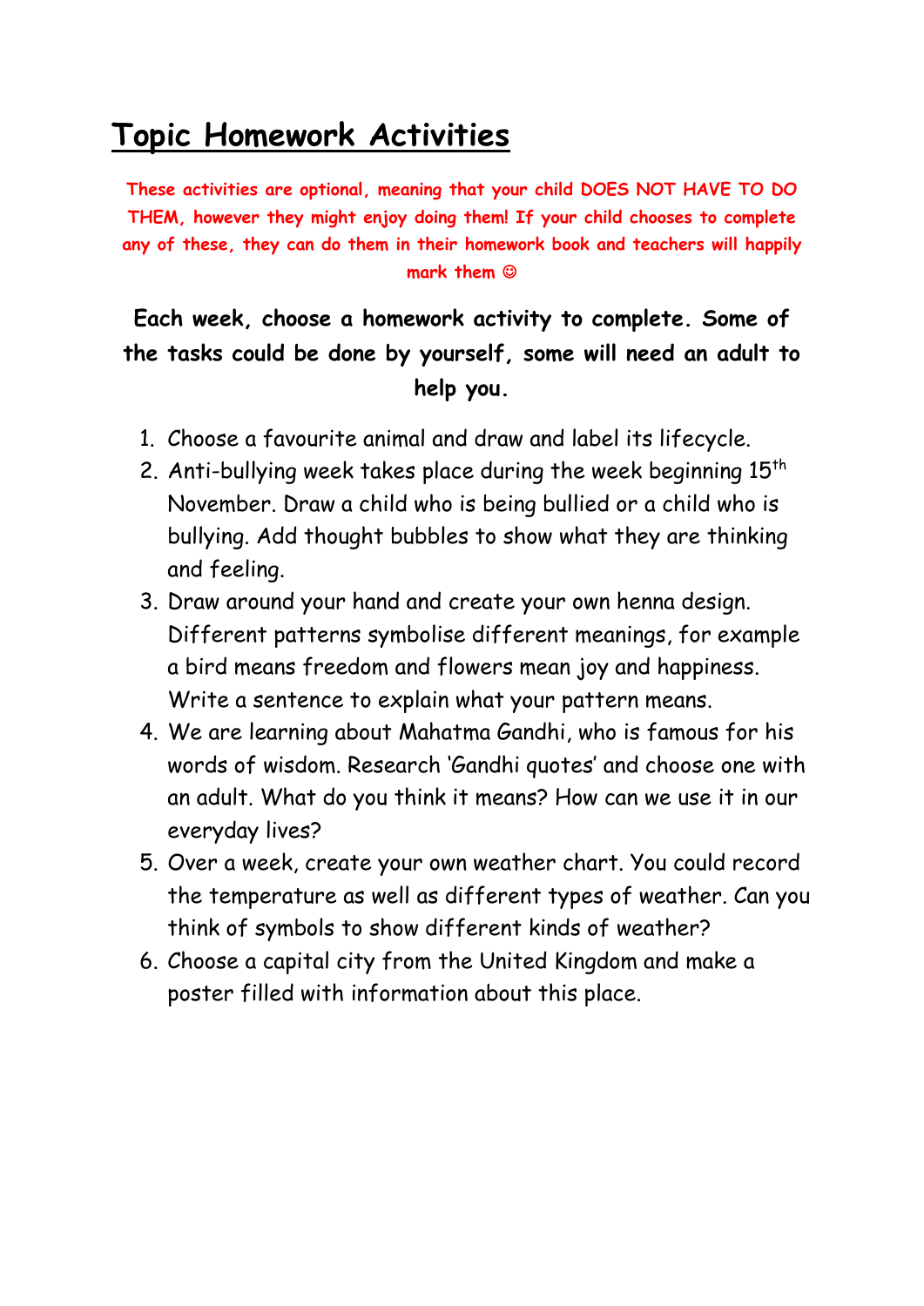# Topic Homework Activities

**These activities are optional, meaning that your child DOES NOT HAVE TO DO THEM, however they might enjoy doing them! If your child chooses to complete any of these, they can do them in their homework book and teachers will happily mark them ☺**

**Each week, choose a homework activity to complete. Some of the tasks could be done by yourself, some will need an adult to help you.**

1. Choose a favourite animal and draw and label its lifecycle.
2. Anti-bullying week takes place during the week beginning 15th November. Draw a child who is being bullied or a child who is bullying. Add thought bubbles to show what they are thinking and feeling.
3. Draw around your hand and create your own henna design. Different patterns symbolise different meanings, for example a bird means freedom and flowers mean joy and happiness. Write a sentence to explain what your pattern means.
4. We are learning about Mahatma Gandhi, who is famous for his words of wisdom. Research 'Gandhi quotes' and choose one with an adult. What do you think it means? How can we use it in our everyday lives?
5. Over a week, create your own weather chart. You could record the temperature as well as different types of weather. Can you think of symbols to show different kinds of weather?
6. Choose a capital city from the United Kingdom and make a poster filled with information about this place.